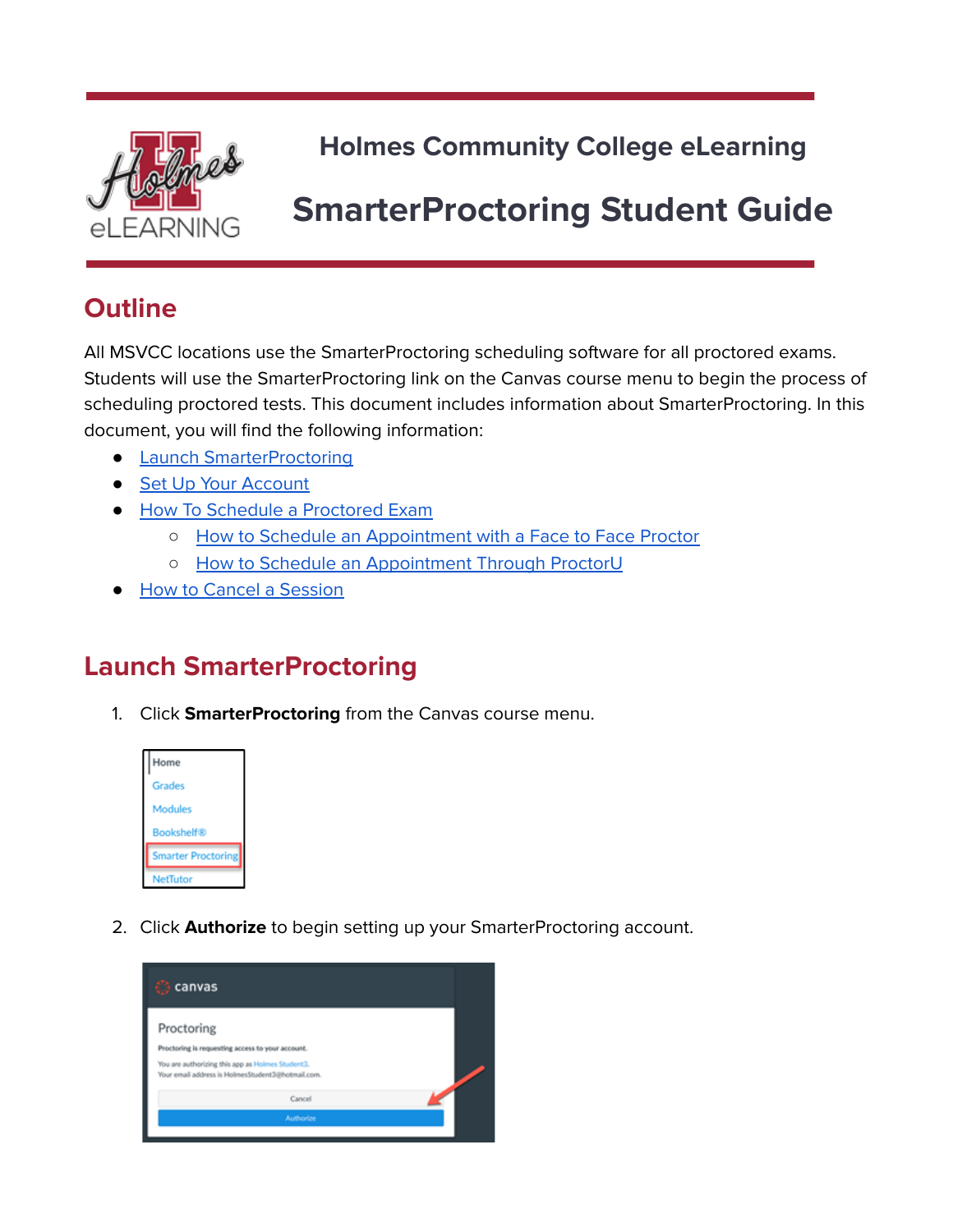# Holmes Community College eLearning

# SmarterProctoring Student Guide

## Outline

All MSVCC locations use the SmarterProctoring scheduling software for all proctored exams. Students will use the SmarterProctoring link on the Canvas course menu to begin the process of scheduling proctored tests. This document includes information about SmarterProctoring. In this document, you will find the following information:

- Launch SmarterProctoring
- Set Up Your Account
- How To Schedule a Proctored Exam
  - How to Schedule an Appointment with a Face to Face Proctor
  - How to Schedule an Appointment Through ProctorU
- How to Cancel a Session

## Launch SmarterProctoring

1. Click **SmarterProctoring** from the Canvas course menu.

2. Click **Authorize** to begin setting up your SmarterProctoring account.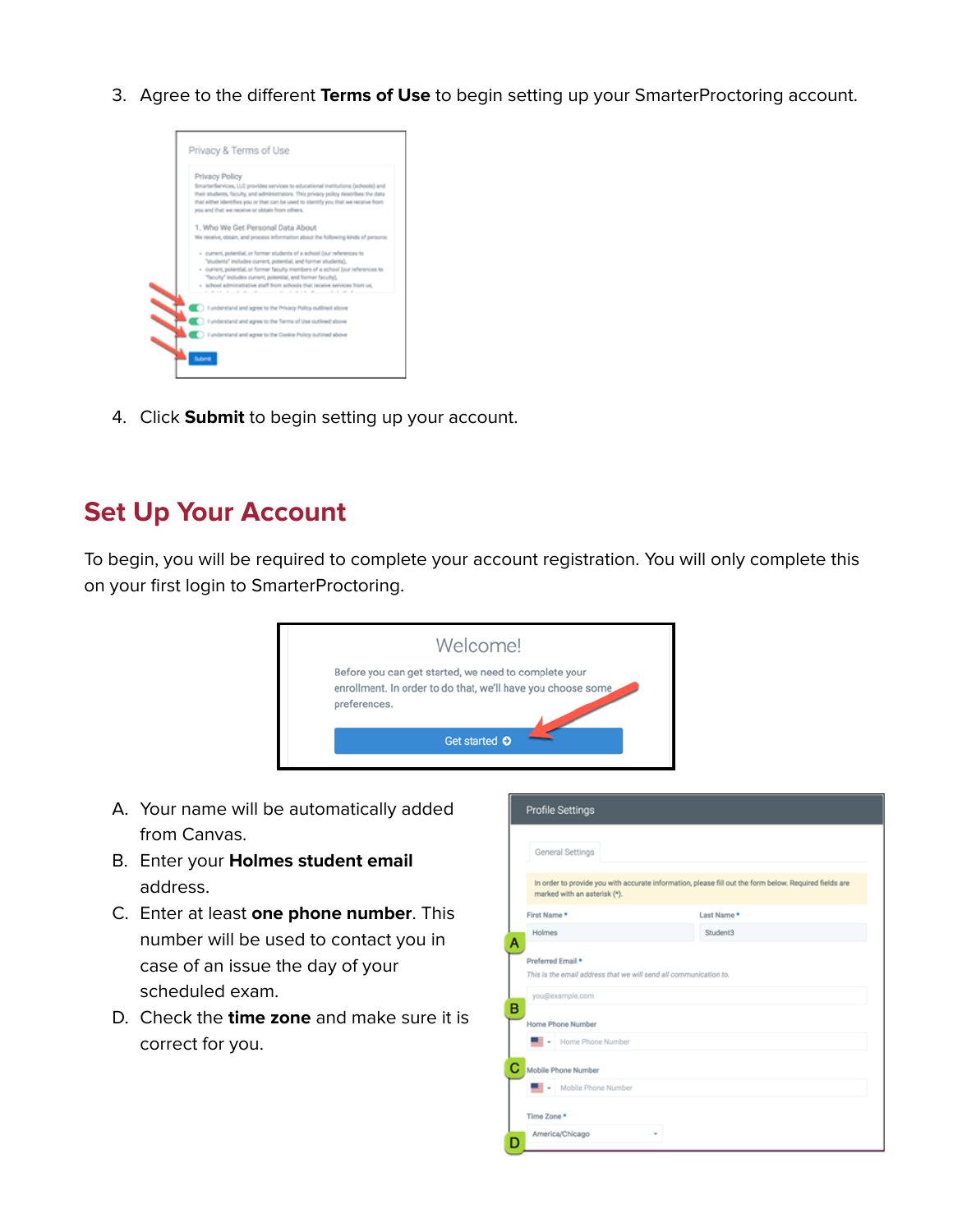3. Agree to the different **Terms of Use** to begin setting up your SmarterProctoring account.

4. Click **Submit** to begin setting up your account.

## Set Up Your Account

To begin, you will be required to complete your account registration. You will only complete this on your first login to SmarterProctoring.

A. Your name will be automatically added from Canvas.
B. Enter your **Holmes student email** address.
C. Enter at least **one phone number**. This number will be used to contact you in case of an issue the day of your scheduled exam.
D. Check the **time zone** and make sure it is correct for you.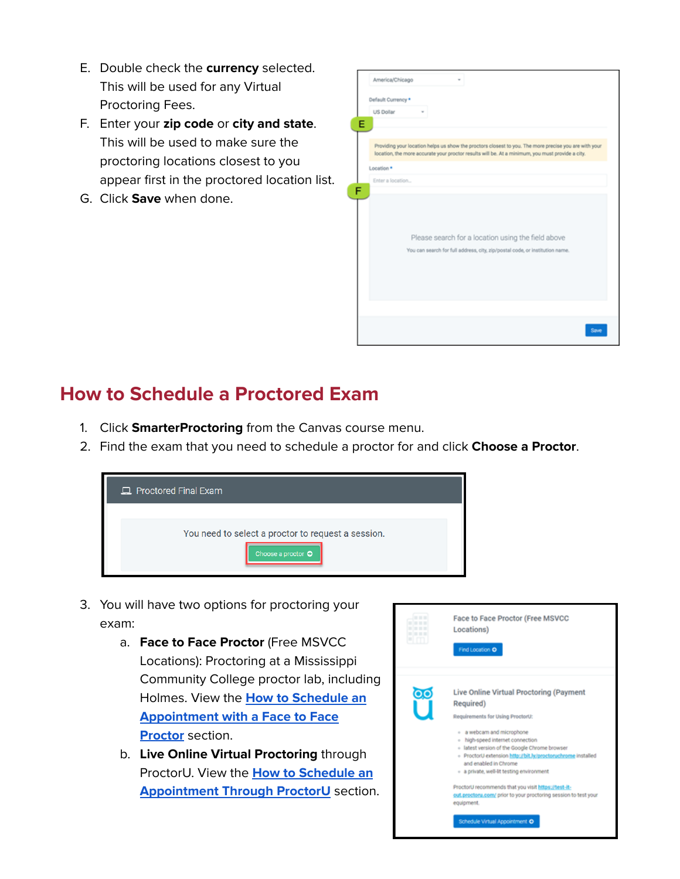E. Double check the **currency** selected. This will be used for any Virtual Proctoring Fees.

F. Enter your **zip code** or **city and state**. This will be used to make sure the proctoring locations closest to you appear first in the proctored location list.

G. Click **Save** when done.

## How to Schedule a Proctored Exam

1. Click **SmarterProctoring** from the Canvas course menu.
2. Find the exam that you need to schedule a proctor for and click **Choose a Proctor**.
3. You will have two options for proctoring your exam:
   a. **Face to Face Proctor** (Free MSVCC Locations): Proctoring at a Mississippi Community College proctor lab, including Holmes. View the How to Schedule an Appointment with a Face to Face Proctor section.
   b. **Live Online Virtual Proctoring** through ProctorU. View the How to Schedule an Appointment Through ProctorU section.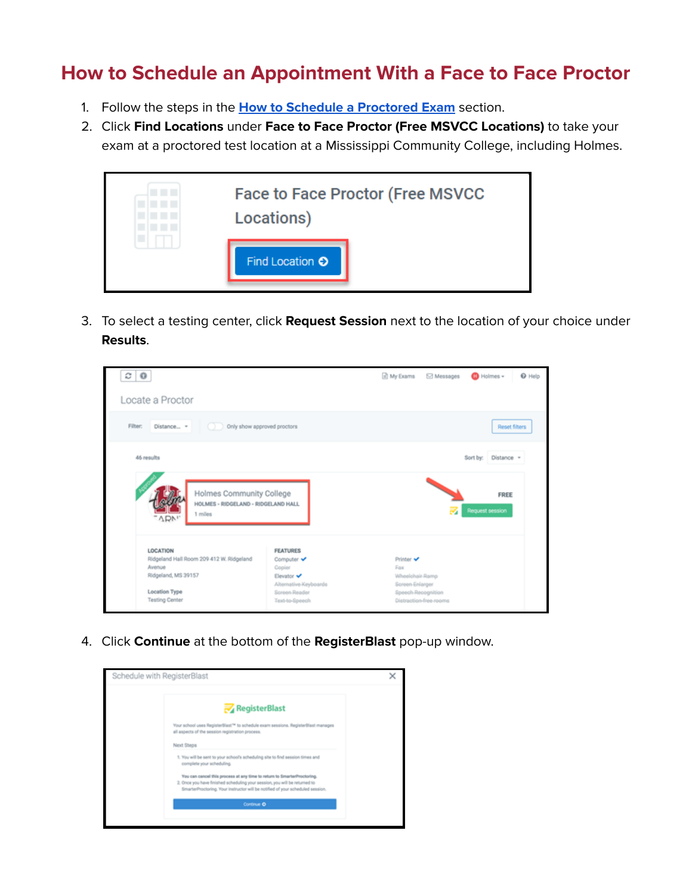## How to Schedule an Appointment With a Face to Face Proctor

1. Follow the steps in the [How to Schedule a Proctored Exam](#) section.
2. Click **Find Locations** under **Face to Face Proctor (Free MSVCC Locations)** to take your exam at a proctored test location at a Mississippi Community College, including Holmes.
3. To select a testing center, click **Request Session** next to the location of your choice under **Results**.
4. Click **Continue** at the bottom of the **RegisterBlast** pop-up window.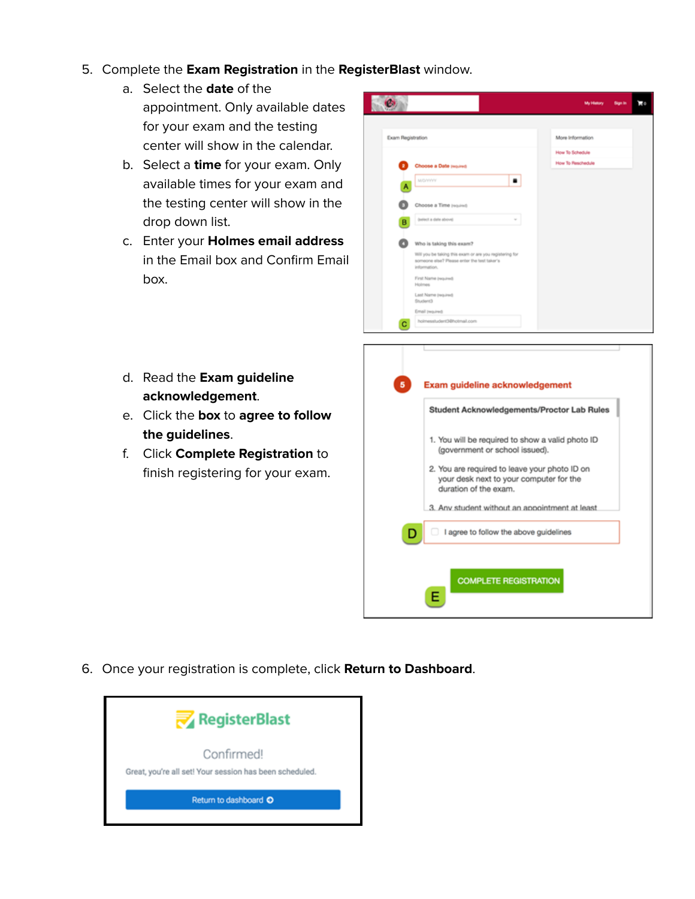5. Complete the **Exam Registration** in the **RegisterBlast** window.
    a. Select the **date** of the appointment. Only available dates for your exam and the testing center will show in the calendar.
    b. Select a **time** for your exam. Only available times for your exam and the testing center will show in the drop down list.
    c. Enter your **Holmes email address** in the Email box and Confirm Email box.
    d. Read the **Exam guideline acknowledgement**.
    e. Click the **box** to **agree to follow the guidelines**.
    f. Click **Complete Registration** to finish registering for your exam.

6. Once your registration is complete, click **Return to Dashboard**.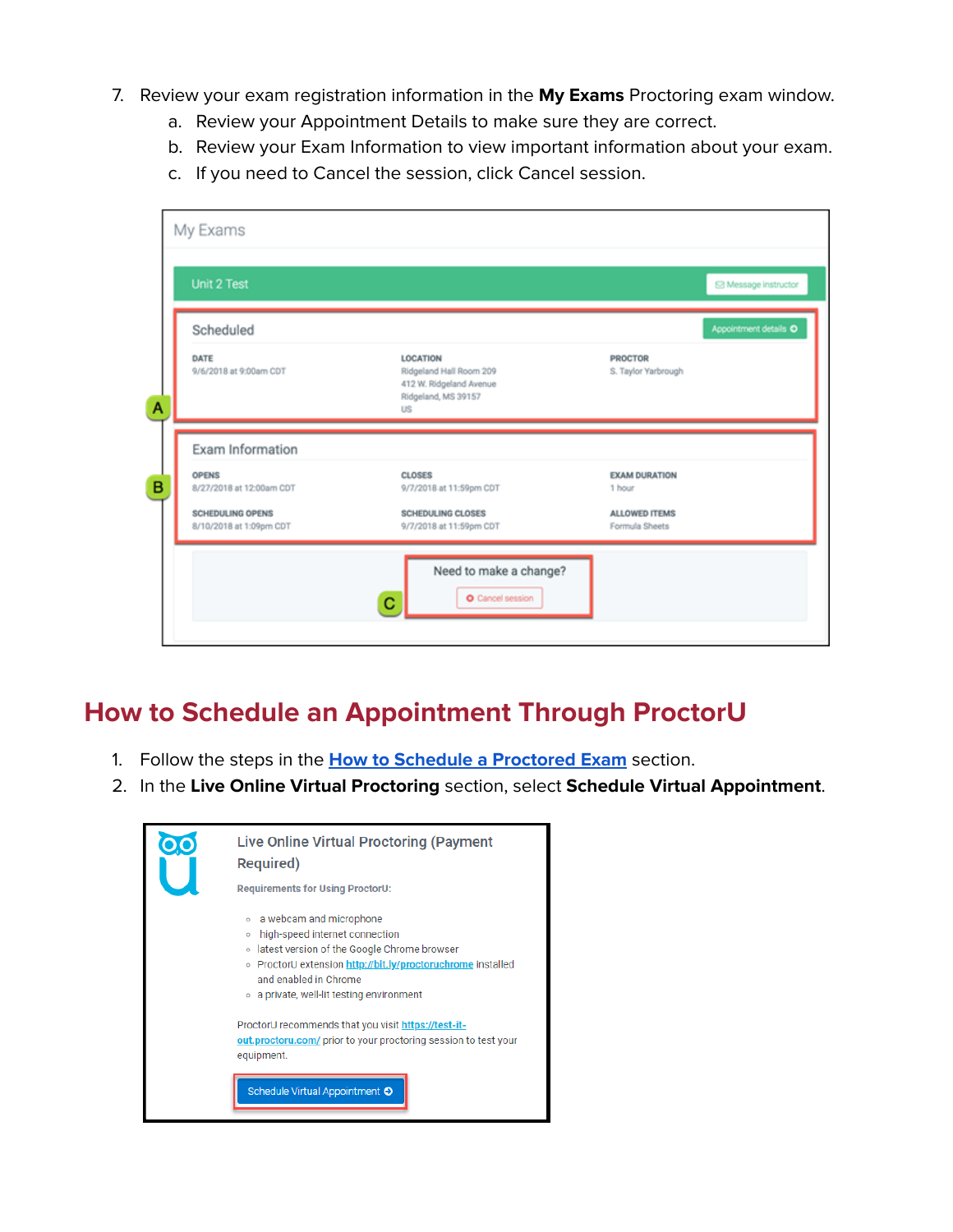7. Review your exam registration information in the **My Exams** Proctoring exam window.
    a. Review your Appointment Details to make sure they are correct.
    b. Review your Exam Information to view important information about your exam.
    c. If you need to Cancel the session, click Cancel session.

## How to Schedule an Appointment Through ProctorU

1. Follow the steps in the [How to Schedule a Proctored Exam](#) section.
2. In the **Live Online Virtual Proctoring** section, select **Schedule Virtual Appointment**.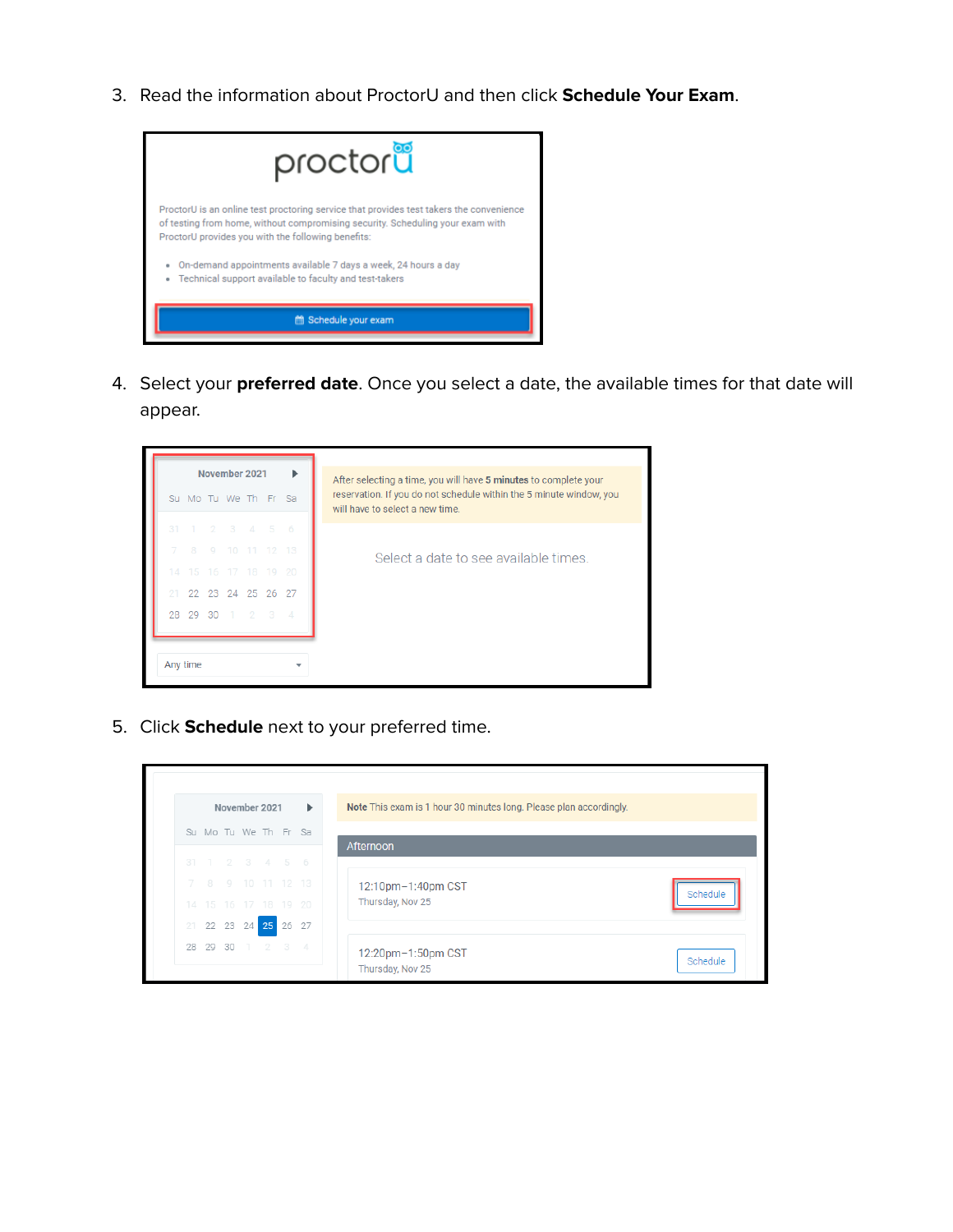3. Read the information about ProctorU and then click **Schedule Your Exam**.

4. Select your **preferred date**. Once you select a date, the available times for that date will appear.

5. Click **Schedule** next to your preferred time.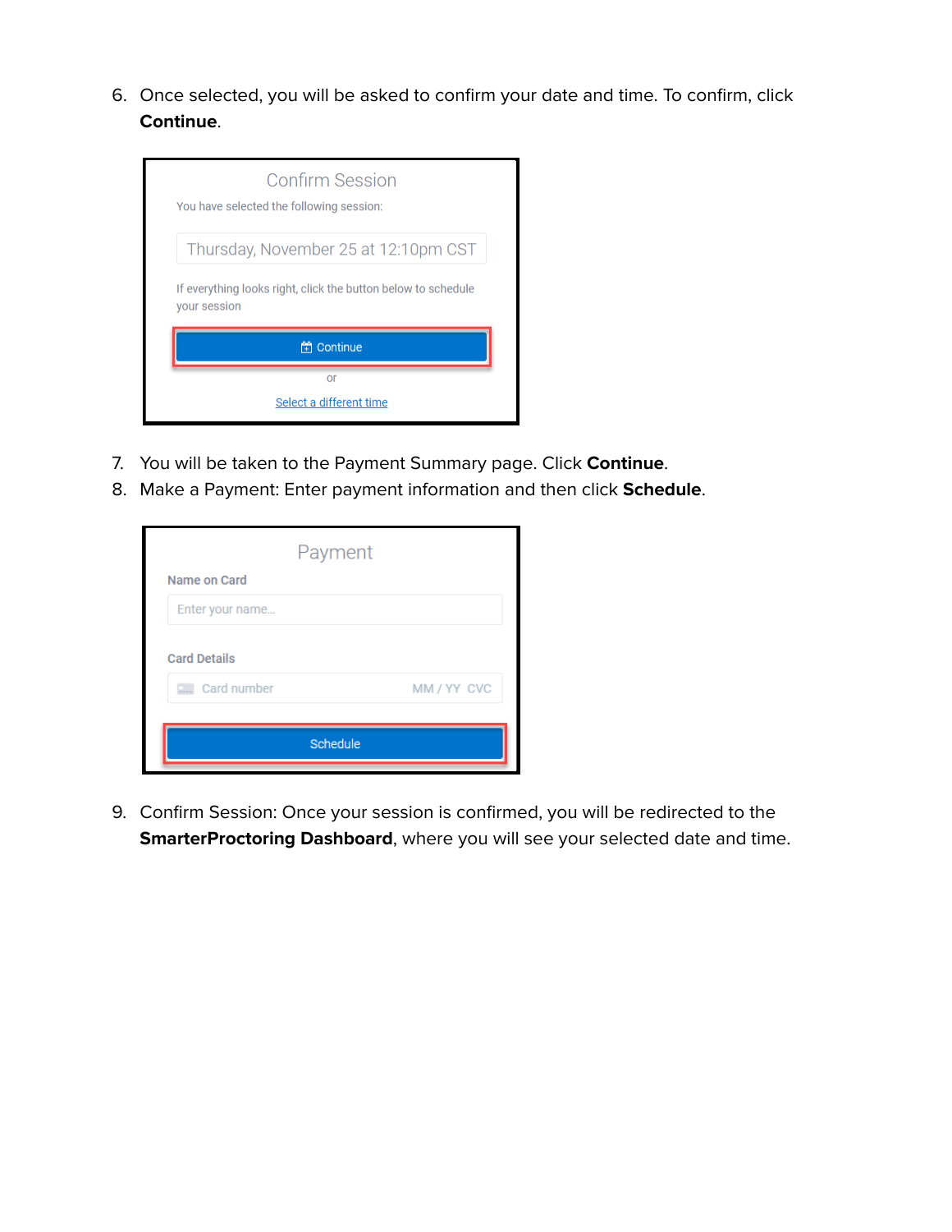6. Once selected, you will be asked to confirm your date and time. To confirm, click **Continue**.

Confirm Session

You have selected the following session:

Thursday, November 25 at 12:10pm CST

If everything looks right, click the button below to schedule your session

Continue

or

Select a different time

7. You will be taken to the Payment Summary page. Click **Continue**.
8. Make a Payment: Enter payment information and then click **Schedule**.

Payment

Name on Card

Enter your name...

Card Details

Card number MM / YY CVC

Schedule

9. Confirm Session: Once your session is confirmed, you will be redirected to the **SmarterProctoring Dashboard**, where you will see your selected date and time.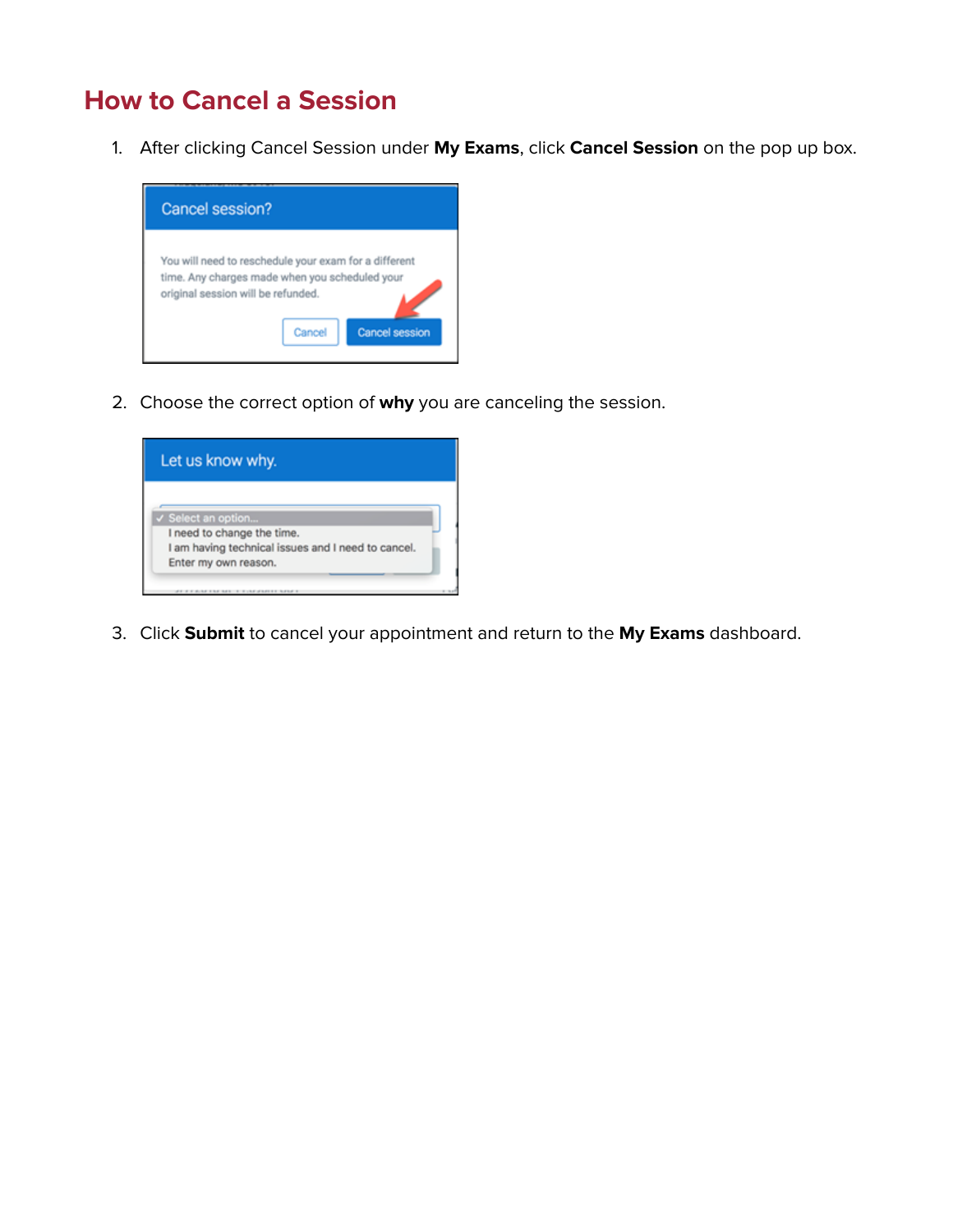## How to Cancel a Session

1. After clicking Cancel Session under **My Exams**, click **Cancel Session** on the pop up box.

2. Choose the correct option of **why** you are canceling the session.

3. Click **Submit** to cancel your appointment and return to the **My Exams** dashboard.